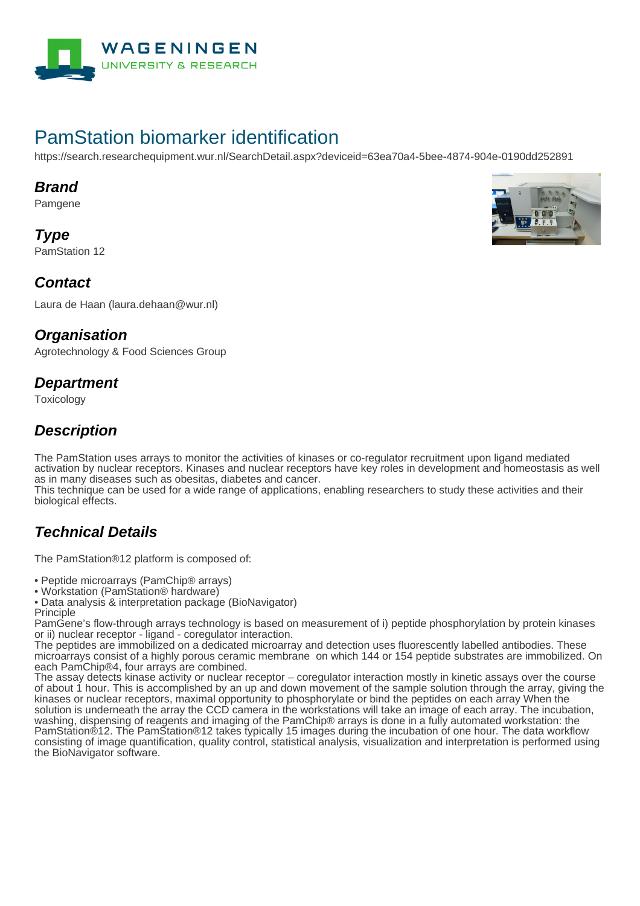# PamStation biomarker identification

https://search.researchequipment.wur.nl/SearchDetail.aspx?deviceid=63ea70a4-5bee-4874-904e-0190dd252891

## Brand

Pamgene

## Type

PamStation 12

## Contact

Laura de Haan (laura.dehaan@wur.nl)

## Organisation

Agrotechnology & Food Sciences Group

## Department

Toxicology

## Description

The PamStation uses arrays to monitor the activities of kinases or co-regulator recruitment upon ligand mediated activation by nuclear receptors. Kinases and nuclear receptors have key roles in development and homeostasis as well as in many diseases such as obesitas, diabetes and cancer.
This technique can be used for a wide range of applications, enabling researchers to study these activities and their biological effects.

## Technical Details

The PamStation®12 platform is composed of:

- Peptide microarrays (PamChip® arrays)
- Workstation (PamStation® hardware)
- Data analysis & interpretation package (BioNavigator)

Principle
PamGene's flow-through arrays technology is based on measurement of i) peptide phosphorylation by protein kinases or ii) nuclear receptor - ligand - coregulator interaction.
The peptides are immobilized on a dedicated microarray and detection uses fluorescently labelled antibodies. These microarrays consist of a highly porous ceramic membrane  on which 144 or 154 peptide substrates are immobilized. On each PamChip®4, four arrays are combined.
The assay detects kinase activity or nuclear receptor – coregulator interaction mostly in kinetic assays over the course of about 1 hour. This is accomplished by an up and down movement of the sample solution through the array, giving the kinases or nuclear receptors, maximal opportunity to phosphorylate or bind the peptides on each array When the solution is underneath the array the CCD camera in the workstations will take an image of each array. The incubation, washing, dispensing of reagents and imaging of the PamChip® arrays is done in a fully automated workstation: the PamStation®12. The PamStation®12 takes typically 15 images during the incubation of one hour. The data workflow consisting of image quantification, quality control, statistical analysis, visualization and interpretation is performed using the BioNavigator software.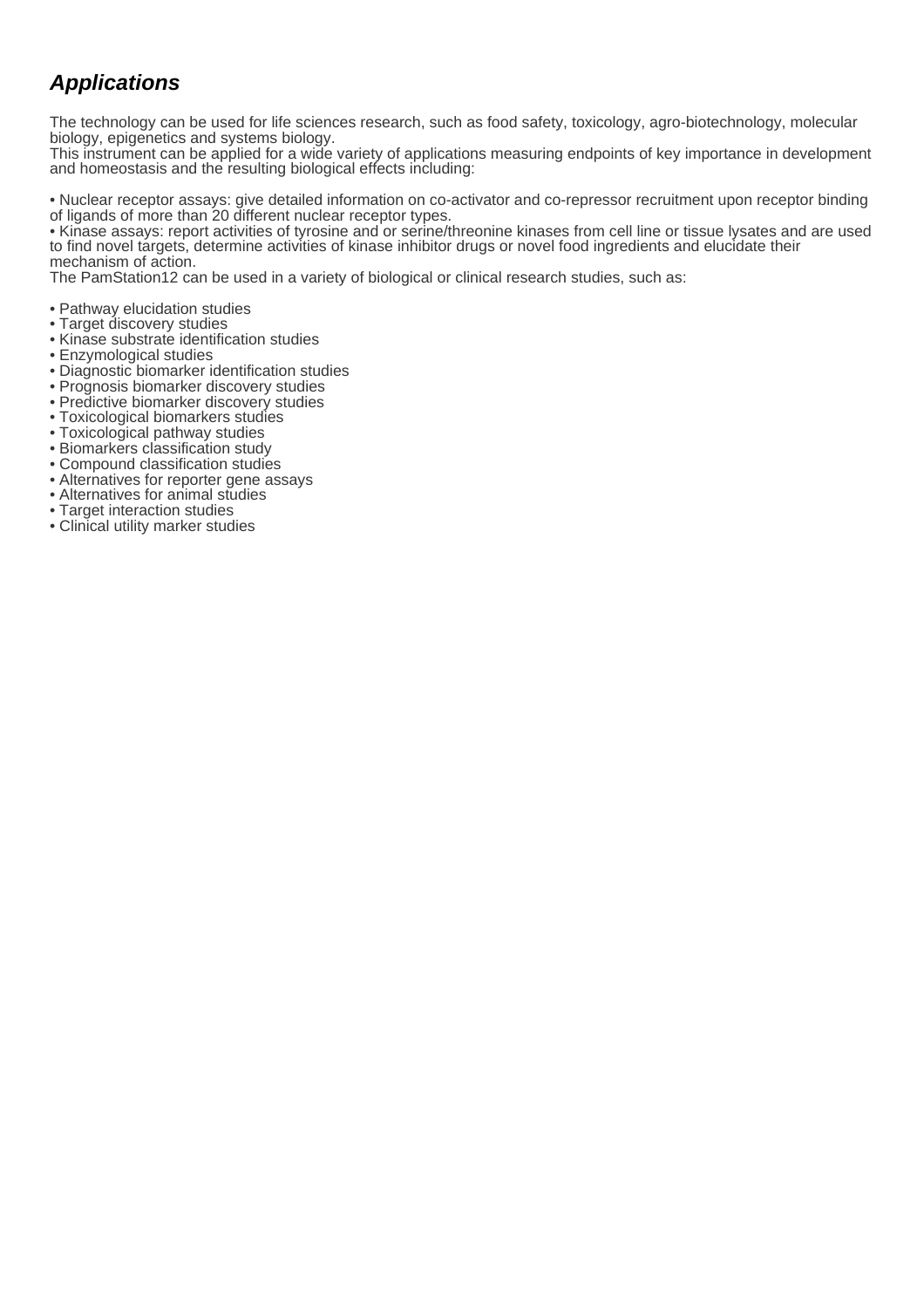## ***Applications***

The technology can be used for life sciences research, such as food safety, toxicology, agro-biotechnology, molecular biology, epigenetics and systems biology.
This instrument can be applied for a wide variety of applications measuring endpoints of key importance in development and homeostasis and the resulting biological effects including:

- Nuclear receptor assays: give detailed information on co-activator and co-repressor recruitment upon receptor binding of ligands of more than 20 different nuclear receptor types.
- Kinase assays: report activities of tyrosine and or serine/threonine kinases from cell line or tissue lysates and are used to find novel targets, determine activities of kinase inhibitor drugs or novel food ingredients and elucidate their mechanism of action.

The PamStation12 can be used in a variety of biological or clinical research studies, such as:

- Pathway elucidation studies
- Target discovery studies
- Kinase substrate identification studies
- Enzymological studies
- Diagnostic biomarker identification studies
- Prognosis biomarker discovery studies
- Predictive biomarker discovery studies
- Toxicological biomarkers studies
- Toxicological pathway studies
- Biomarkers classification study
- Compound classification studies
- Alternatives for reporter gene assays
- Alternatives for animal studies
- Target interaction studies
- Clinical utility marker studies